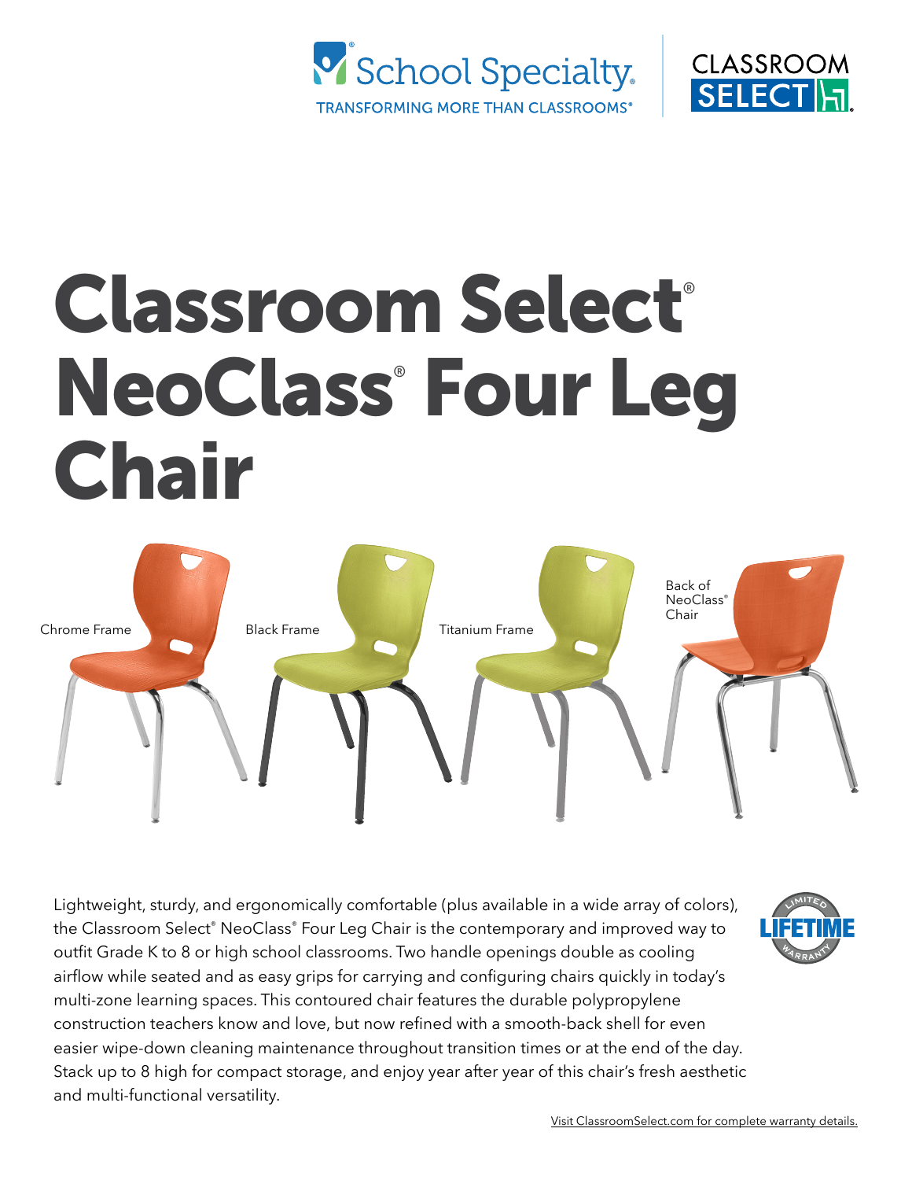School Specialty® TRANSFORMING MORE THAN CLASSROOMS®

CLASSROOM SELECT

# Classroom Select® NeoClass® Four Leg Chair

Chrome Frame

Black Frame

Titanium Frame

Back of NeoClass® Chair

Lightweight, sturdy, and ergonomically comfortable (plus available in a wide array of colors), the Classroom Select® NeoClass® Four Leg Chair is the contemporary and improved way to outfit Grade K to 8 or high school classrooms. Two handle openings double as cooling airflow while seated and as easy grips for carrying and configuring chairs quickly in today's multi-zone learning spaces. This contoured chair features the durable polypropylene construction teachers know and love, but now refined with a smooth-back shell for even easier wipe-down cleaning maintenance throughout transition times or at the end of the day. Stack up to 8 high for compact storage, and enjoy year after year of this chair's fresh aesthetic and multi-functional versatility.

LIMITED LIFETIME WARRANTY

Visit ClassroomSelect.com for complete warranty details.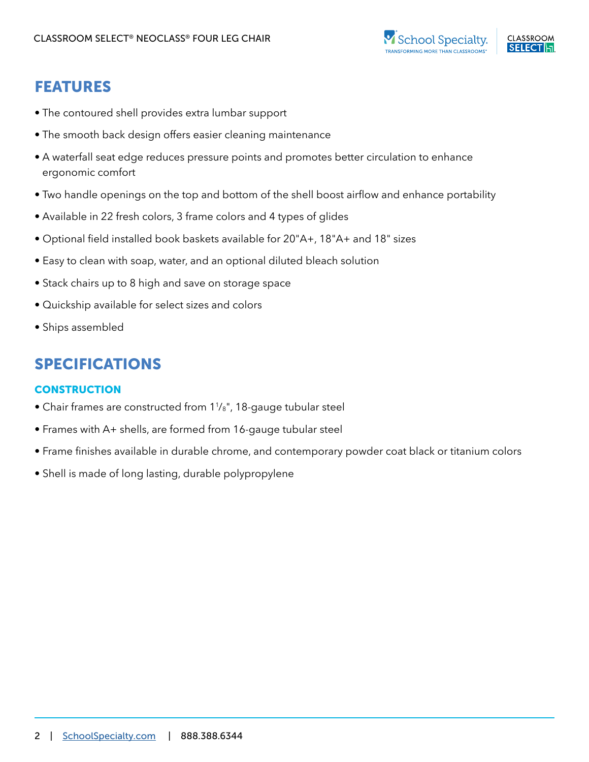## FEATURES

- The contoured shell provides extra lumbar support
- The smooth back design offers easier cleaning maintenance
- A waterfall seat edge reduces pressure points and promotes better circulation to enhance ergonomic comfort
- Two handle openings on the top and bottom of the shell boost airflow and enhance portability
- Available in 22 fresh colors, 3 frame colors and 4 types of glides
- Optional field installed book baskets available for 20"A+, 18"A+ and 18" sizes
- Easy to clean with soap, water, and an optional diluted bleach solution
- Stack chairs up to 8 high and save on storage space
- Quickship available for select sizes and colors
- Ships assembled

## SPECIFICATIONS

### CONSTRUCTION

- Chair frames are constructed from 1 1/8", 18-gauge tubular steel
- Frames with A+ shells, are formed from 16-gauge tubular steel
- Frame finishes available in durable chrome, and contemporary powder coat black or titanium colors
- Shell is made of long lasting, durable polypropylene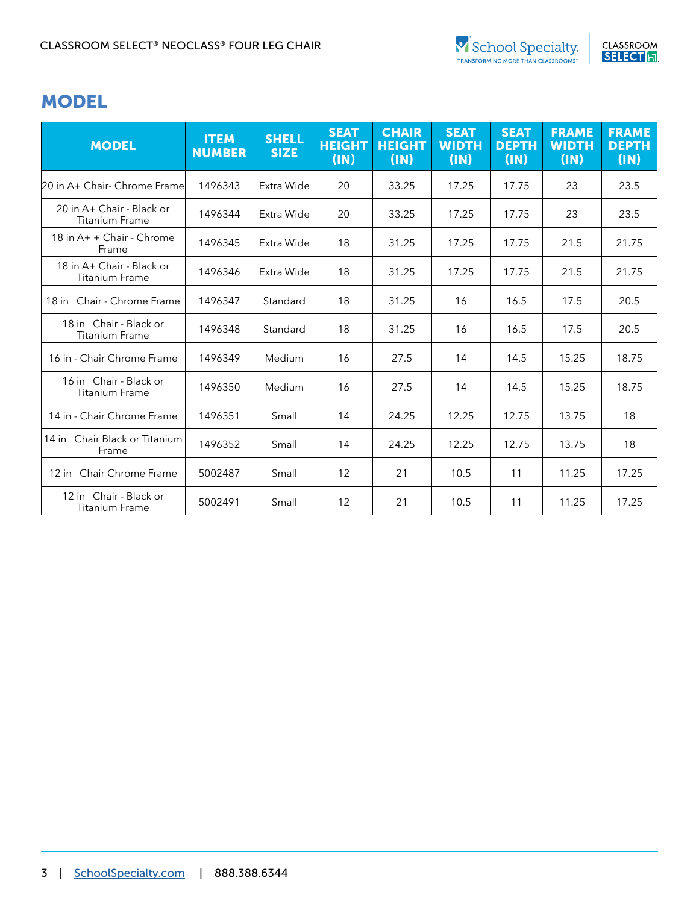## MODEL

| MODEL | ITEM NUMBER | SHELL SIZE | SEAT HEIGHT (IN) | CHAIR HEIGHT (IN) | SEAT WIDTH (IN) | SEAT DEPTH (IN) | FRAME WIDTH (IN) | FRAME DEPTH (IN) |
|---|---|---|---|---|---|---|---|---|
| 20 in A+ Chair- Chrome Frame | 1496343 | Extra Wide | 20 | 33.25 | 17.25 | 17.75 | 23 | 23.5 |
| 20 in A+ Chair - Black or Titanium Frame | 1496344 | Extra Wide | 20 | 33.25 | 17.25 | 17.75 | 23 | 23.5 |
| 18 in A+ + Chair - Chrome Frame | 1496345 | Extra Wide | 18 | 31.25 | 17.25 | 17.75 | 21.5 | 21.75 |
| 18 in A+ Chair - Black or Titanium Frame | 1496346 | Extra Wide | 18 | 31.25 | 17.25 | 17.75 | 21.5 | 21.75 |
| 18 in Chair - Chrome Frame | 1496347 | Standard | 18 | 31.25 | 16 | 16.5 | 17.5 | 20.5 |
| 18 in Chair - Black or Titanium Frame | 1496348 | Standard | 18 | 31.25 | 16 | 16.5 | 17.5 | 20.5 |
| 16 in - Chair Chrome Frame | 1496349 | Medium | 16 | 27.5 | 14 | 14.5 | 15.25 | 18.75 |
| 16 in Chair - Black or Titanium Frame | 1496350 | Medium | 16 | 27.5 | 14 | 14.5 | 15.25 | 18.75 |
| 14 in - Chair Chrome Frame | 1496351 | Small | 14 | 24.25 | 12.25 | 12.75 | 13.75 | 18 |
| 14 in Chair Black or Titanium Frame | 1496352 | Small | 14 | 24.25 | 12.25 | 12.75 | 13.75 | 18 |
| 12 in Chair Chrome Frame | 5002487 | Small | 12 | 21 | 10.5 | 11 | 11.25 | 17.25 |
| 12 in Chair - Black or Titanium Frame | 5002491 | Small | 12 | 21 | 10.5 | 11 | 11.25 | 17.25 |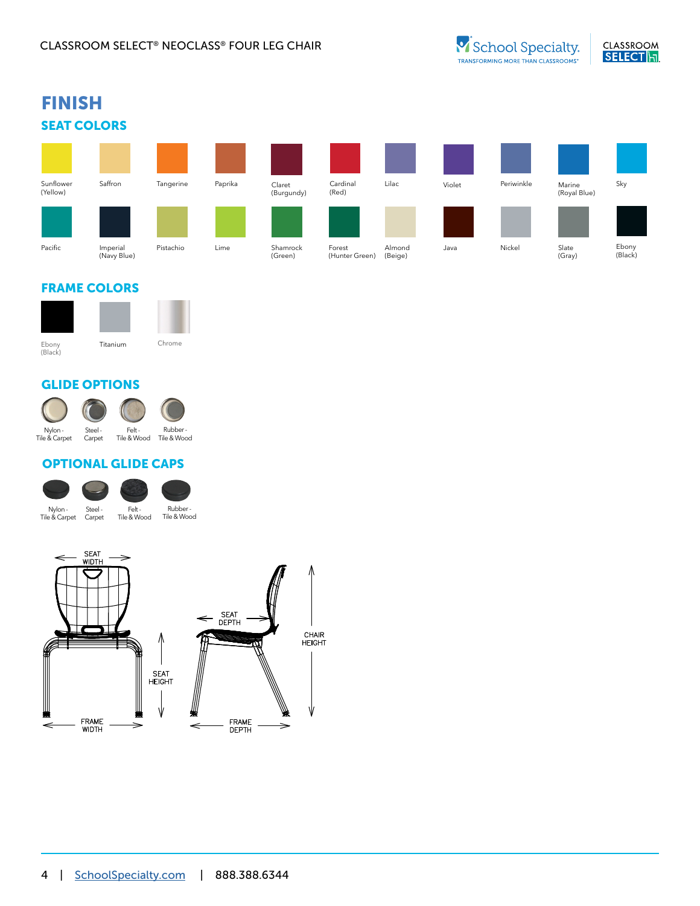# FINISH

## SEAT COLORS

- Sunflower (Yellow)
- Saffron
- Tangerine
- Paprika
- Claret (Burgundy)
- Cardinal (Red)
- Lilac
- Violet
- Periwinkle
- Marine (Royal Blue)
- Sky
- Pacific
- Imperial (Navy Blue)
- Pistachio
- Lime
- Shamrock (Green)
- Forest (Hunter Green)
- Almond (Beige)
- Java
- Nickel
- Slate (Gray)
- Ebony (Black)

## FRAME COLORS

- Ebony (Black)
- Titanium
- Chrome

## GLIDE OPTIONS

- Nylon - Tile & Carpet
- Steel - Carpet
- Felt - Tile & Wood
- Rubber - Tile & Wood

## OPTIONAL GLIDE CAPS

- Nylon - Tile & Carpet
- Steel - Carpet
- Felt - Tile & Wood
- Rubber - Tile & Wood

SEAT WIDTH

SEAT HEIGHT

FRAME WIDTH

SEAT DEPTH

CHAIR HEIGHT

FRAME DEPTH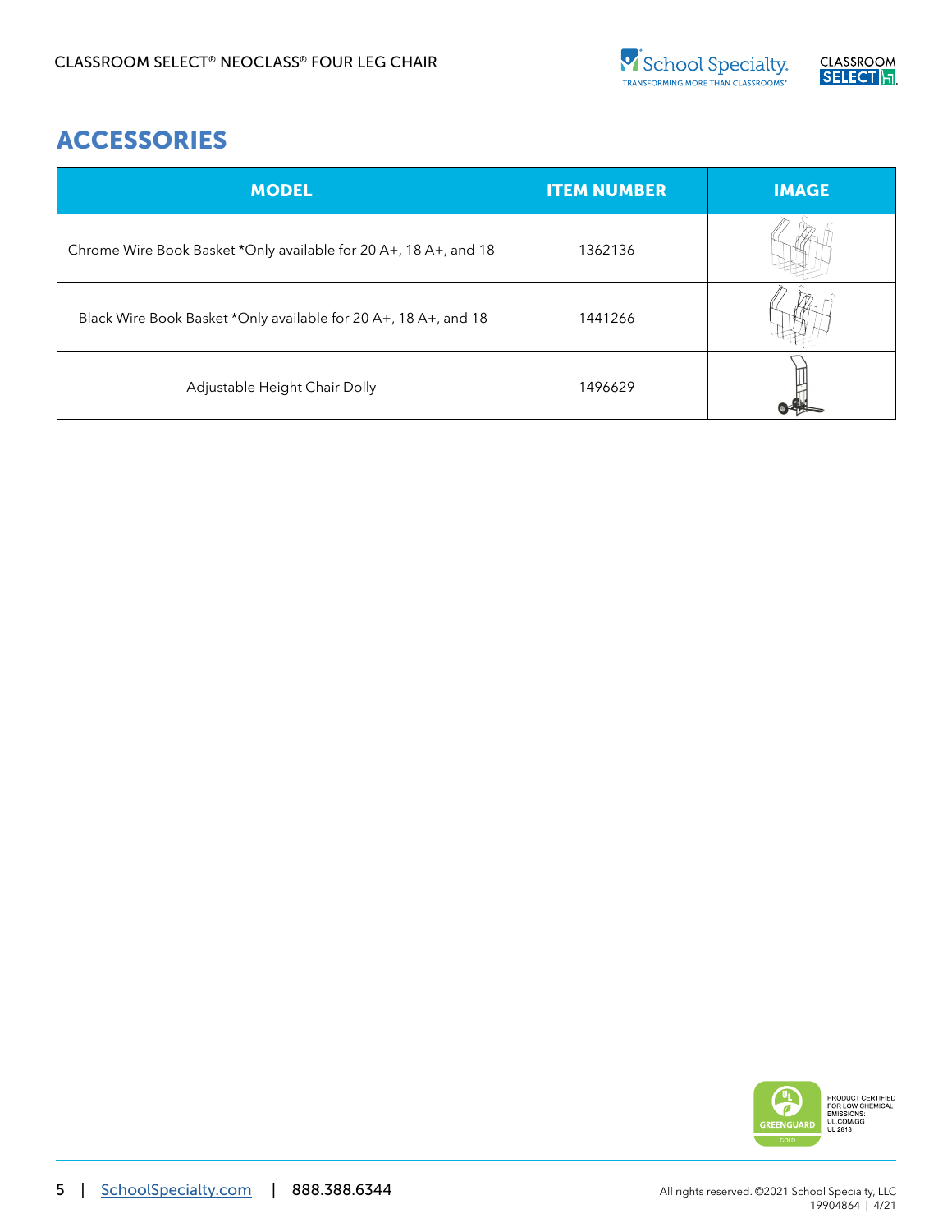## ACCESSORIES

| MODEL | ITEM NUMBER | IMAGE |
|---|---|---|
| Chrome Wire Book Basket *Only available for 20 A+, 18 A+, and 18 | 1362136 | |
| Black Wire Book Basket *Only available for 20 A+, 18 A+, and 18 | 1441266 | |
| Adjustable Height Chair Dolly | 1496629 | |

PRODUCT CERTIFIED FOR LOW CHEMICAL EMISSIONS: UL.COM/GG UL 2818

GREENGUARD GOLD

SchoolSpecialty.com | 888.388.6344

All rights reserved. ©2021 School Specialty, LLC
19904864 | 4/21